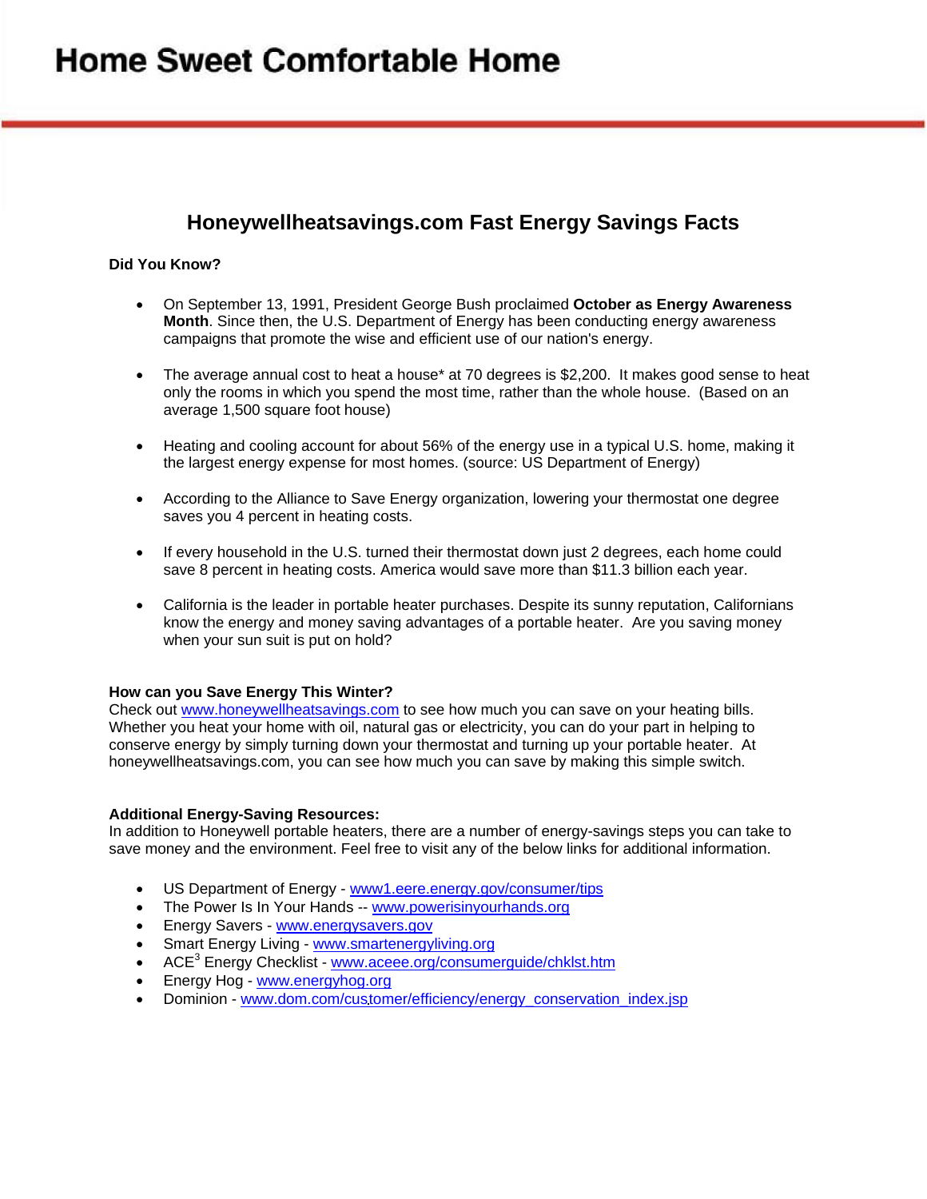# Home Sweet Comfortable Home

## Honeywellheatsavings.com Fast Energy Savings Facts

**Did You Know?**

- On September 13, 1991, President George Bush proclaimed **October as Energy Awareness Month**. Since then, the U.S. Department of Energy has been conducting energy awareness campaigns that promote the wise and efficient use of our nation's energy.

- The average annual cost to heat a house* at 70 degrees is $2,200. It makes good sense to heat only the rooms in which you spend the most time, rather than the whole house. (Based on an average 1,500 square foot house)

- Heating and cooling account for about 56% of the energy use in a typical U.S. home, making it the largest energy expense for most homes. (source: US Department of Energy)

- According to the Alliance to Save Energy organization, lowering your thermostat one degree saves you 4 percent in heating costs.

- If every household in the U.S. turned their thermostat down just 2 degrees, each home could save 8 percent in heating costs. America would save more than $11.3 billion each year.

- California is the leader in portable heater purchases. Despite its sunny reputation, Californians know the energy and money saving advantages of a portable heater. Are you saving money when your sun suit is put on hold?

**How can you Save Energy This Winter?**
Check out [www.honeywellheatsavings.com](www.honeywellheatsavings.com) to see how much you can save on your heating bills. Whether you heat your home with oil, natural gas or electricity, you can do your part in helping to conserve energy by simply turning down your thermostat and turning up your portable heater. At honeywellheatsavings.com, you can see how much you can save by making this simple switch.

**Additional Energy-Saving Resources:**
In addition to Honeywell portable heaters, there are a number of energy-savings steps you can take to save money and the environment. Feel free to visit any of the below links for additional information.

- US Department of Energy - [www1.eere.energy.gov/consumer/tips](www1.eere.energy.gov/consumer/tips)
- The Power Is In Your Hands -- [www.powerisinyourhands.org](www.powerisinyourhands.org)
- Energy Savers - [www.energysavers.gov](www.energysavers.gov)
- Smart Energy Living - [www.smartenergyliving.org](www.smartenergyliving.org)
- ACE[3] Energy Checklist - [www.aceee.org/consumerguide/chklst.htm](www.aceee.org/consumerguide/chklst.htm)
- Energy Hog - [www.energyhog.org](www.energyhog.org)
- Dominion - [www.dom.com/customer/efficiency/energy_conservation_index.jsp](www.dom.com/customer/efficiency/energy_conservation_index.jsp)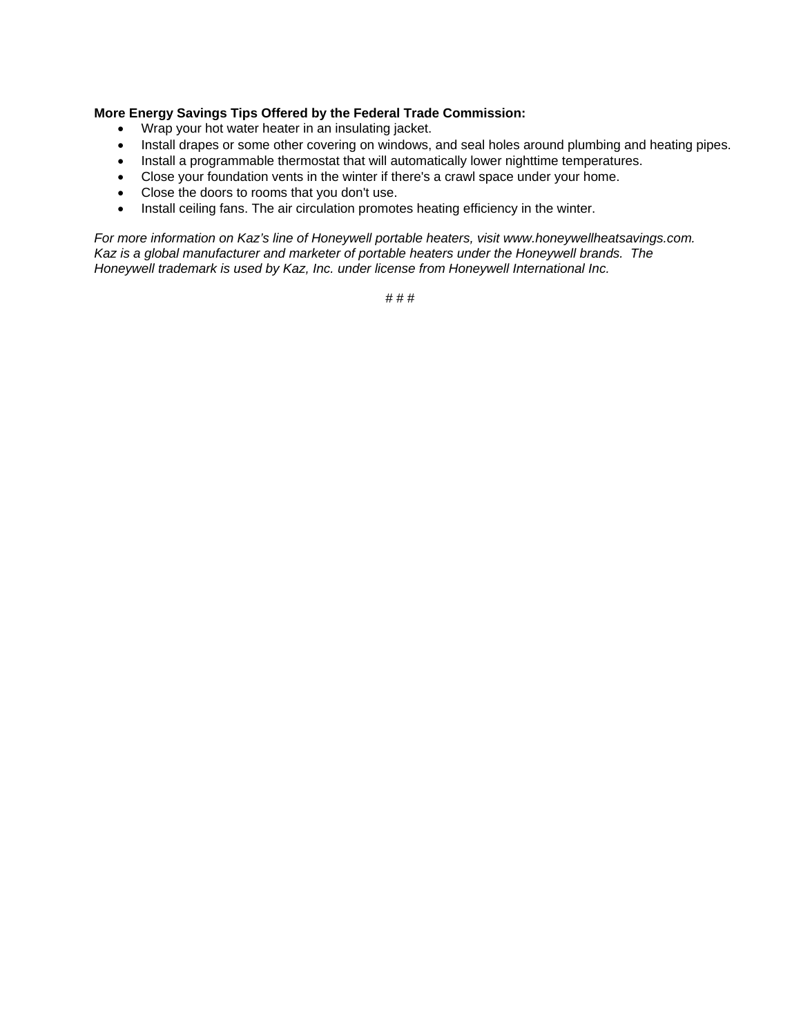**More Energy Savings Tips Offered by the Federal Trade Commission:**

- Wrap your hot water heater in an insulating jacket.
- Install drapes or some other covering on windows, and seal holes around plumbing and heating pipes.
- Install a programmable thermostat that will automatically lower nighttime temperatures.
- Close your foundation vents in the winter if there's a crawl space under your home.
- Close the doors to rooms that you don't use.
- Install ceiling fans. The air circulation promotes heating efficiency in the winter.

*For more information on Kaz's line of Honeywell portable heaters, visit www.honeywellheatsavings.com. Kaz is a global manufacturer and marketer of portable heaters under the Honeywell brands. The Honeywell trademark is used by Kaz, Inc. under license from Honeywell International Inc.*

# # #